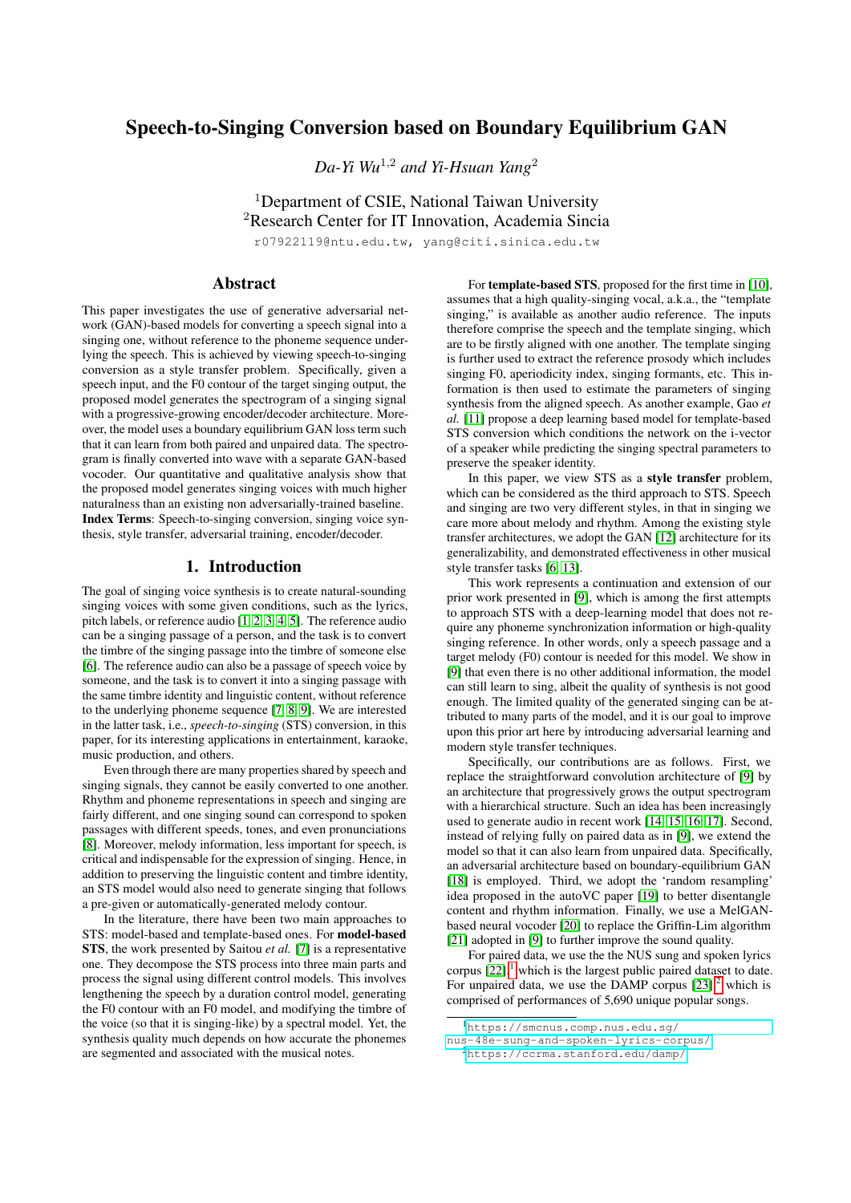# Speech-to-Singing Conversion based on Boundary Equilibrium GAN

*Da-Yi Wu*[1,2] *and Yi-Hsuan Yang*[2]

[1]Department of CSIE, National Taiwan University
[2]Research Center for IT Innovation, Academia Sincia

r07922119@ntu.edu.tw, yang@citi.sinica.edu.tw

## Abstract

This paper investigates the use of generative adversarial network (GAN)-based models for converting a speech signal into a singing one, without reference to the phoneme sequence underlying the speech. This is achieved by viewing speech-to-singing conversion as a style transfer problem. Specifically, given a speech input, and the F0 contour of the target singing output, the proposed model generates the spectrogram of a singing signal with a progressive-growing encoder/decoder architecture. Moreover, the model uses a boundary equilibrium GAN loss term such that it can learn from both paired and unpaired data. The spectrogram is finally converted into wave with a separate GAN-based vocoder. Our quantitative and qualitative analysis show that the proposed model generates singing voices with much higher naturalness than an existing non adversarially-trained baseline.

**Index Terms**: Speech-to-singing conversion, singing voice synthesis, style transfer, adversarial training, encoder/decoder.

## 1. Introduction

The goal of singing voice synthesis is to create natural-sounding singing voices with some given conditions, such as the lyrics, pitch labels, or reference audio [1, 2, 3, 4, 5]. The reference audio can be a singing passage of a person, and the task is to convert the timbre of the singing passage into the timbre of someone else [6]. The reference audio can also be a passage of speech voice by someone, and the task is to convert it into a singing passage with the same timbre identity and linguistic content, without reference to the underlying phoneme sequence [7, 8, 9]. We are interested in the latter task, i.e., *speech-to-singing* (STS) conversion, in this paper, for its interesting applications in entertainment, karaoke, music production, and others.

Even through there are many properties shared by speech and singing signals, they cannot be easily converted to one another. Rhythm and phoneme representations in speech and singing are fairly different, and one singing sound can correspond to spoken passages with different speeds, tones, and even pronunciations [8]. Moreover, melody information, less important for speech, is critical and indispensable for the expression of singing. Hence, in addition to preserving the linguistic content and timbre identity, an STS model would also need to generate singing that follows a pre-given or automatically-generated melody contour.

In the literature, there have been two main approaches to STS: model-based and template-based ones. For **model-based STS**, the work presented by Saitou *et al.* [7] is a representative one. They decompose the STS process into three main parts and process the signal using different control models. This involves lengthening the speech by a duration control model, generating the F0 contour with an F0 model, and modifying the timbre of the voice (so that it is singing-like) by a spectral model. Yet, the synthesis quality much depends on how accurate the phonemes are segmented and associated with the musical notes.

For **template-based STS**, proposed for the first time in [10], assumes that a high quality-singing vocal, a.k.a., the "template singing," is available as another audio reference. The inputs therefore comprise the speech and the template singing, which are to be firstly aligned with one another. The template singing is further used to extract the reference prosody which includes singing F0, aperiodicity index, singing formants, etc. This information is then used to estimate the parameters of singing synthesis from the aligned speech. As another example, Gao *et al.* [11] propose a deep learning based model for template-based STS conversion which conditions the network on the i-vector of a speaker while predicting the singing spectral parameters to preserve the speaker identity.

In this paper, we view STS as a **style transfer** problem, which can be considered as the third approach to STS. Speech and singing are two very different styles, in that in singing we care more about melody and rhythm. Among the existing style transfer architectures, we adopt the GAN [12] architecture for its generalizability, and demonstrated effectiveness in other musical style transfer tasks [6, 13].

This work represents a continuation and extension of our prior work presented in [9], which is among the first attempts to approach STS with a deep-learning model that does not require any phoneme synchronization information or high-quality singing reference. In other words, only a speech passage and a target melody (F0) contour is needed for this model. We show in [9] that even there is no other additional information, the model can still learn to sing, albeit the quality of synthesis is not good enough. The limited quality of the generated singing can be attributed to many parts of the model, and it is our goal to improve upon this prior art here by introducing adversarial learning and modern style transfer techniques.

Specifically, our contributions are as follows. First, we replace the straightforward convolution architecture of [9] by an architecture that progressively grows the output spectrogram with a hierarchical structure. Such an idea has been increasingly used to generate audio in recent work [14, 15, 16, 17]. Second, instead of relying fully on paired data as in [9], we extend the model so that it can also learn from unpaired data. Specifically, an adversarial architecture based on boundary-equilibrium GAN [18] is employed. Third, we adopt the 'random resampling' idea proposed in the autoVC paper [19] to better disentangle content and rhythm information. Finally, we use a MelGAN-based neural vocoder [20] to replace the Griffin-Lim algorithm [21] adopted in [9] to further improve the sound quality.

For paired data, we use the the NUS sung and spoken lyrics corpus [22],[1] which is the largest public paired dataset to date. For unpaired data, we use the DAMP corpus [23],[2] which is comprised of performances of 5,690 unique popular songs.

[1] https://smcnus.comp.nus.edu.sg/nus-48e-sung-and-spoken-lyrics-corpus/
[2] https://ccrma.stanford.edu/damp/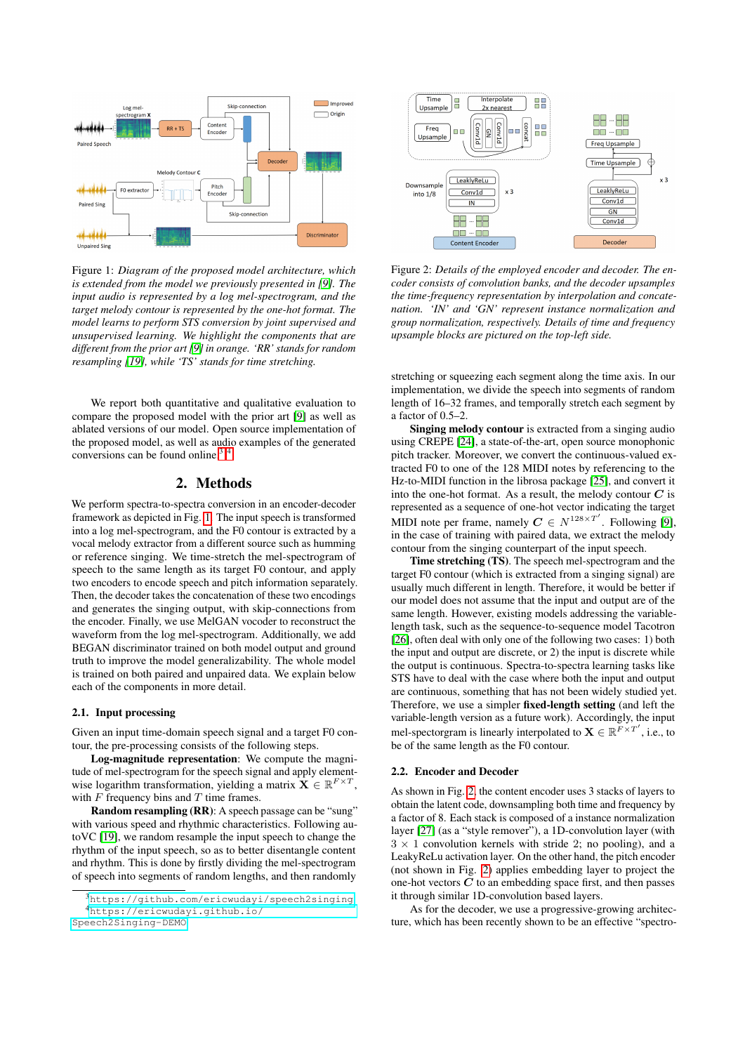Figure 1: *Diagram of the proposed model architecture, which is extended from the model we previously presented in [9]. The input audio is represented by a log mel-spectrogram, and the target melody contour is represented by the one-hot format. The model learns to perform STS conversion by joint supervised and unsupervised learning. We highlight the components that are different from the prior art [9] in orange. 'RR' stands for random resampling [19], while 'TS' stands for time stretching.*

Figure 2: *Details of the employed encoder and decoder. The encoder consists of convolution banks, and the decoder upsamples the time-frequency representation by interpolation and concatenation. 'IN' and 'GN' represent instance normalization and group normalization, respectively. Details of time and frequency upsample blocks are pictured on the top-left side.*

We report both quantitative and qualitative evaluation to compare the proposed model with the prior art [9] as well as ablated versions of our model. Open source implementation of the proposed model, as well as audio examples of the generated conversions can be found online.[3] [4]

## 2. Methods

We perform spectra-to-spectra conversion in an encoder-decoder framework as depicted in Fig. 1. The input speech is transformed into a log mel-spectrogram, and the F0 contour is extracted by a vocal melody extractor from a different source such as humming or reference singing. We time-stretch the mel-spectrogram of speech to the same length as its target F0 contour, and apply two encoders to encode speech and pitch information separately. Then, the decoder takes the concatenation of these two encodings and generates the singing output, with skip-connections from the encoder. Finally, we use MelGAN vocoder to reconstruct the waveform from the log mel-spectrogram. Additionally, we add BEGAN discriminator trained on both model output and ground truth to improve the model generalizability. The whole model is trained on both paired and unpaired data. We explain below each of the components in more detail.

### 2.1. Input processing

Given an input time-domain speech signal and a target F0 contour, the pre-processing consists of the following steps.

**Log-magnitude representation**: We compute the magnitude of mel-spectrogram for the speech signal and apply element-wise logarithm transformation, yielding a matrix $\mathbf{X} \in \mathbb{R}^{F \times T}$, with $F$ frequency bins and $T$ time frames.

**Random resampling (RR)**: A speech passage can be "sung" with various speed and rhythmic characteristics. Following autoVC [19], we random resample the input speech to change the rhythm of the input speech, so as to better disentangle content and rhythm. This is done by firstly dividing the mel-spectrogram of speech into segments of random lengths, and then randomly stretching or squeezing each segment along the time axis. In our implementation, we divide the speech into segments of random length of 16–32 frames, and temporally stretch each segment by a factor of 0.5–2.

**Singing melody contour** is extracted from a singing audio using CREPE [24], a state-of-the-art, open source monophonic pitch tracker. Moreover, we convert the continuous-valued extracted F0 to one of the 128 MIDI notes by referencing to the Hz-to-MIDI function in the librosa package [25], and convert it into the one-hot format. As a result, the melody contour $\boldsymbol{C}$ is represented as a sequence of one-hot vector indicating the target MIDI note per frame, namely $\boldsymbol{C} \in N^{128 \times T'}$. Following [9], in the case of training with paired data, we extract the melody contour from the singing counterpart of the input speech.

**Time stretching (TS)**. The speech mel-spectrogram and the target F0 contour (which is extracted from a singing signal) are usually much different in length. Therefore, it would be better if our model does not assume that the input and output are of the same length. However, existing models addressing the variable-length task, such as the sequence-to-sequence model Tacotron [26], often deal with only one of the following two cases: 1) both the input and output are discrete, or 2) the input is discrete while the output is continuous. Spectra-to-spectra learning tasks like STS have to deal with the case where both the input and output are continuous, something that has not been widely studied yet. Therefore, we use a simpler **fixed-length setting** (and left the variable-length version as a future work). Accordingly, the input mel-spectorgram is linearly interpolated to $\mathbf{X} \in \mathbb{R}^{F \times T'}$, i.e., to be of the same length as the F0 contour.

### 2.2. Encoder and Decoder

As shown in Fig. 2, the content encoder uses 3 stacks of layers to obtain the latent code, downsampling both time and frequency by a factor of 8. Each stack is composed of a instance normalization layer [27] (as a "style remover"), a 1D-convolution layer (with $3 \times 1$ convolution kernels with stride 2; no pooling), and a LeakyReLu activation layer. On the other hand, the pitch encoder (not shown in Fig. 2) applies embedding layer to project the one-hot vectors $\boldsymbol{C}$ to an embedding space first, and then passes it through similar 1D-convolution based layers.

As for the decoder, we use a progressive-growing architecture, which has been recently shown to be an effective "spectro-

[3] https://github.com/ericwudayi/speech2singing
[4] https://ericwudayi.github.io/Speech2Singing-DEMO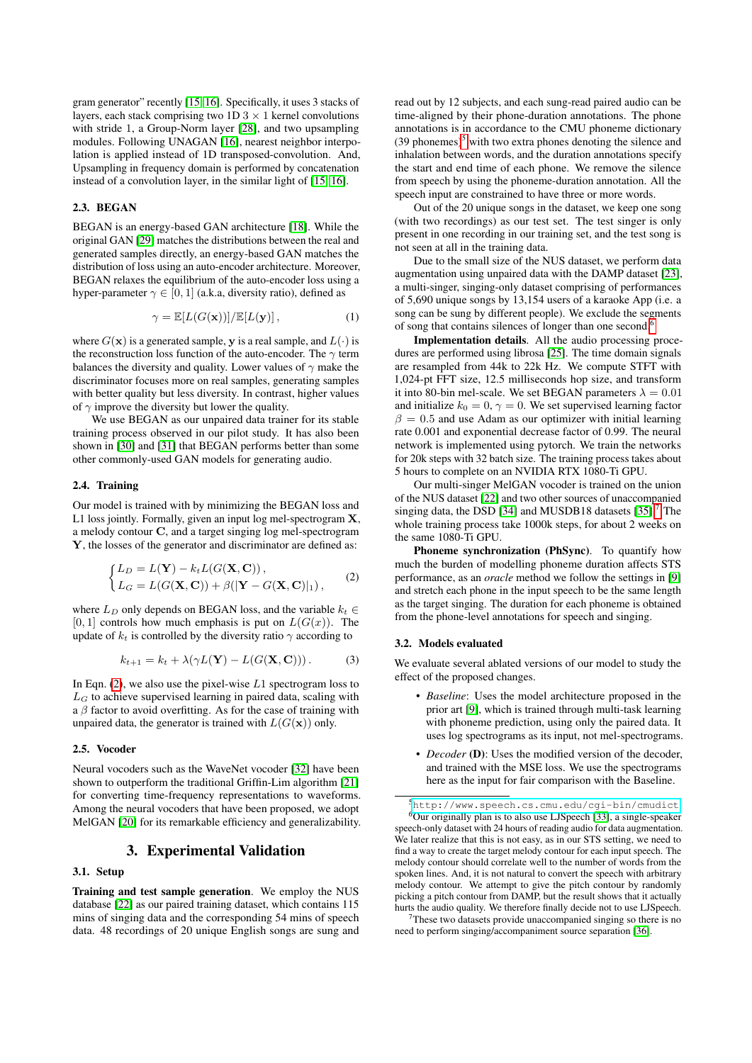gram generator" recently [15, 16]. Specifically, it uses 3 stacks of layers, each stack comprising two 1D $3 \times 1$ kernel convolutions with stride 1, a Group-Norm layer [28], and two upsampling modules. Following UNAGAN [16], nearest neighbor interpolation is applied instead of 1D transposed-convolution. And, Upsampling in frequency domain is performed by concatenation instead of a convolution layer, in the similar light of [15, 16].

### 2.3. BEGAN

BEGAN is an energy-based GAN architecture [18]. While the original GAN [29] matches the distributions between the real and generated samples directly, an energy-based GAN matches the distribution of loss using an auto-encoder architecture. Moreover, BEGAN relaxes the equilibrium of the auto-encoder loss using a hyper-parameter $\gamma \in [0, 1]$ (a.k.a, diversity ratio), defined as

$$\gamma = \mathbb{E}[L(G(\mathbf{x}))]/\mathbb{E}[L(\mathbf{y})]\,, \tag{1}$$

where $G(\mathbf{x})$ is a generated sample, $\mathbf{y}$ is a real sample, and $L(\cdot)$ is the reconstruction loss function of the auto-encoder. The $\gamma$ term balances the diversity and quality. Lower values of $\gamma$ make the discriminator focuses more on real samples, generating samples with better quality but less diversity. In contrast, higher values of $\gamma$ improve the diversity but lower the quality.

We use BEGAN as our unpaired data trainer for its stable training process observed in our pilot study. It has also been shown in [30] and [31] that BEGAN performs better than some other commonly-used GAN models for generating audio.

### 2.4. Training

Our model is trained with by minimizing the BEGAN loss and L1 loss jointly. Formally, given an input log mel-spectrogram $\mathbf{X}$, a melody contour $\mathbf{C}$, and a target singing log mel-spectrogram $\mathbf{Y}$, the losses of the generator and discriminator are defined as:

$$\begin{cases} L_D = L(\mathbf{Y}) - k_t L(G(\mathbf{X}, \mathbf{C}))\,, \\ L_G = L(G(\mathbf{X}, \mathbf{C})) + \beta(|\mathbf{Y} - G(\mathbf{X}, \mathbf{C})|_1)\,, \end{cases} \tag{2}$$

where $L_D$ only depends on BEGAN loss, and the variable $k_t \in [0, 1]$ controls how much emphasis is put on $L(G(x))$. The update of $k_t$ is controlled by the diversity ratio $\gamma$ according to

$$k_{t+1} = k_t + \lambda(\gamma L(\mathbf{Y}) - L(G(\mathbf{X}, \mathbf{C})))\,. \tag{3}$$

In Eqn. (2), we also use the pixel-wise $L1$ spectrogram loss to $L_G$ to achieve supervised learning in paired data, scaling with a $\beta$ factor to avoid overfitting. As for the case of training with unpaired data, the generator is trained with $L(G(\mathbf{x}))$ only.

### 2.5. Vocoder

Neural vocoders such as the WaveNet vocoder [32] have been shown to outperform the traditional Griffin-Lim algorithm [21] for converting time-frequency representations to waveforms. Among the neural vocoders that have been proposed, we adopt MelGAN [20] for its remarkable efficiency and generalizability.

## 3. Experimental Validation

### 3.1. Setup

**Training and test sample generation**. We employ the NUS database [22] as our paired training dataset, which contains 115 mins of singing data and the corresponding 54 mins of speech data. 48 recordings of 20 unique English songs are sung and read out by 12 subjects, and each sung-read paired audio can be time-aligned by their phone-duration annotations. The phone annotations is in accordance to the CMU phoneme dictionary (39 phonemes)[5] with two extra phones denoting the silence and inhalation between words, and the duration annotations specify the start and end time of each phone. We remove the silence from speech by using the phoneme-duration annotation. All the speech input are constrained to have three or more words.

Out of the 20 unique songs in the dataset, we keep one song (with two recordings) as our test set. The test singer is only present in one recording in our training set, and the test song is not seen at all in the training data.

Due to the small size of the NUS dataset, we perform data augmentation using unpaired data with the DAMP dataset [23], a multi-singer, singing-only dataset comprising of performances of 5,690 unique songs by 13,154 users of a karaoke App (i.e. a song can be sung by different people). We exclude the segments of song that contains silences of longer than one second.[6]

**Implementation details**. All the audio processing procedures are performed using librosa [25]. The time domain signals are resampled from 44k to 22k Hz. We compute STFT with 1,024-pt FFT size, 12.5 milliseconds hop size, and transform it into 80-bin mel-scale. We set BEGAN parameters $\lambda = 0.01$ and initialize $k_0 = 0$, $\gamma = 0$. We set supervised learning factor $\beta = 0.5$ and use Adam as our optimizer with initial learning rate 0.001 and exponential decrease factor of 0.99. The neural network is implemented using pytorch. We train the networks for 20k steps with 32 batch size. The training process takes about 5 hours to complete on an NVIDIA RTX 1080-Ti GPU.

Our multi-singer MelGAN vocoder is trained on the union of the NUS dataset [22] and two other sources of unaccompanied singing data, the DSD [34] and MUSDB18 datasets [35].[7] The whole training process take 1000k steps, for about 2 weeks on the same 1080-Ti GPU.

**Phoneme synchronization (PhSync)**. To quantify how much the burden of modelling phoneme duration affects STS performance, as an *oracle* method we follow the settings in [9] and stretch each phone in the input speech to be the same length as the target singing. The duration for each phoneme is obtained from the phone-level annotations for speech and singing.

### 3.2. Models evaluated

We evaluate several ablated versions of our model to study the effect of the proposed changes.

- *Baseline*: Uses the model architecture proposed in the prior art [9], which is trained through multi-task learning with phoneme prediction, using only the paired data. It uses log spectrograms as its input, not mel-spectrograms.
- *Decoder* (**D**): Uses the modified version of the decoder, and trained with the MSE loss. We use the spectrograms here as the input for fair comparison with the Baseline.

[5] http://www.speech.cs.cmu.edu/cgi-bin/cmudict

[6] Our originally plan is to also use LJSpeech [33], a single-speaker speech-only dataset with 24 hours of reading audio for data augmentation. We later realize that this is not easy, as in our STS setting, we need to find a way to create the target melody contour for each input speech. The melody contour should correlate well to the number of words from the spoken lines. And, it is not natural to convert the speech with arbitrary melody contour. We attempt to give the pitch contour by randomly picking a pitch contour from DAMP, but the result shows that it actually hurts the audio quality. We therefore finally decide not to use LJSpeech.

[7] These two datasets provide unaccompanied singing so there is no need to perform singing/accompaniment source separation [36].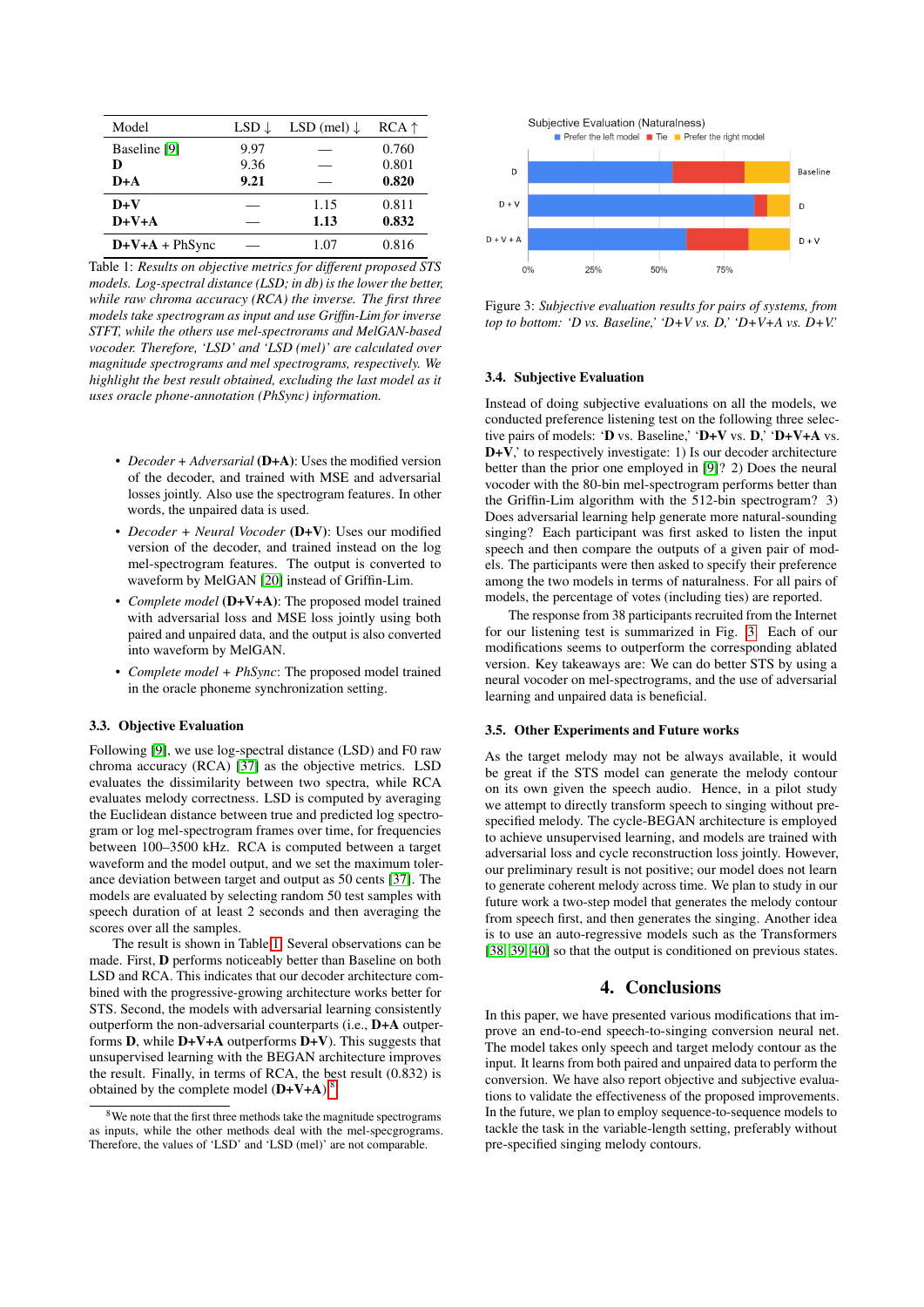| Model | LSD ↓ | LSD (mel) ↓ | RCA ↑ |
|---|---|---|---|
| Baseline [9] | 9.97 | — | 0.760 |
| **D** | 9.36 | — | 0.801 |
| **D+A** | **9.21** | — | **0.820** |
| **D+V** | — | 1.15 | 0.811 |
| **D+V+A** | — | **1.13** | **0.832** |
| **D+V+A** + PhSync | — | 1.07 | 0.816 |

Table 1: *Results on objective metrics for different proposed STS models. Log-spectral distance (LSD; in db) is the lower the better, while raw chroma accuracy (RCA) the inverse. The first three models take spectrogram as input and use Griffin-Lim for inverse STFT, while the others use mel-spectrograms and MelGAN-based vocoder. Therefore, 'LSD' and 'LSD (mel)' are calculated over magnitude spectrograms and mel spectrograms, respectively. We highlight the best result obtained, excluding the last model as it uses oracle phone-annotation (PhSync) information.*

- *Decoder + Adversarial* (**D+A**): Uses the modified version of the decoder, and trained with MSE and adversarial losses jointly. Also use the spectrogram features. In other words, the unpaired data is used.
- *Decoder + Neural Vocoder* (**D+V**): Uses our modified version of the decoder, and trained instead on the log mel-spectrogram features. The output is converted to waveform by MelGAN [20] instead of Griffin-Lim.
- *Complete model* (**D+V+A**): The proposed model trained with adversarial loss and MSE loss jointly using both paired and unpaired data, and the output is also converted into waveform by MelGAN.
- *Complete model + PhSync*: The proposed model trained in the oracle phoneme synchronization setting.

### 3.3. Objective Evaluation

Following [9], we use log-spectral distance (LSD) and F0 raw chroma accuracy (RCA) [37] as the objective metrics. LSD evaluates the dissimilarity between two spectra, while RCA evaluates melody correctness. LSD is computed by averaging the Euclidean distance between true and predicted log spectrogram or log mel-spectrogram frames over time, for frequencies between 100–3500 kHz. RCA is computed between a target waveform and the model output, and we set the maximum tolerance deviation between target and output as 50 cents [37]. The models are evaluated by selecting random 50 test samples with speech duration of at least 2 seconds and then averaging the scores over all the samples.

The result is shown in Table 1. Several observations can be made. First, **D** performs noticeably better than Baseline on both LSD and RCA. This indicates that our decoder architecture combined with the progressive-growing architecture works better for STS. Second, the models with adversarial learning consistently outperform the non-adversarial counterparts (i.e., **D+A** outperforms **D**, while **D+V+A** outperforms **D+V**). This suggests that unsupervised learning with the BEGAN architecture improves the result. Finally, in terms of RCA, the best result (0.832) is obtained by the complete model (**D+V+A**).[8]

[8] We note that the first three methods take the magnitude spectrograms as inputs, while the other methods deal with the mel-specgrograms. Therefore, the values of 'LSD' and 'LSD (mel)' are not comparable.

Figure 3: *Subjective evaluation results for pairs of systems, from top to bottom: 'D vs. Baseline,' 'D+V vs. D,' 'D+V+A vs. D+V.'*

### 3.4. Subjective Evaluation

Instead of doing subjective evaluations on all the models, we conducted preference listening test on the following three selective pairs of models: '**D** vs. Baseline,' '**D+V** vs. **D**,' '**D+V+A** vs. **D+V**,' to respectively investigate: 1) Is our decoder architecture better than the prior one employed in [9]? 2) Does the neural vocoder with the 80-bin mel-spectrogram performs better than the Griffin-Lim algorithm with the 512-bin spectrogram? 3) Does adversarial learning help generate more natural-sounding singing? Each participant was first asked to listen the input speech and then compare the outputs of a given pair of models. The participants were then asked to specify their preference among the two models in terms of naturalness. For all pairs of models, the percentage of votes (including ties) are reported.

The response from 38 participants recruited from the Internet for our listening test is summarized in Fig. 3. Each of our modifications seems to outperform the corresponding ablated version. Key takeaways are: We can do better STS by using a neural vocoder on mel-spectrograms, and the use of adversarial learning and unpaired data is beneficial.

### 3.5. Other Experiments and Future works

As the target melody may not be always available, it would be great if the STS model can generate the melody contour on its own given the speech audio. Hence, in a pilot study we attempt to directly transform speech to singing without prespecified melody. The cycle-BEGAN architecture is employed to achieve unsupervised learning, and models are trained with adversarial loss and cycle reconstruction loss jointly. However, our preliminary result is not positive; our model does not learn to generate coherent melody across time. We plan to study in our future work a two-step model that generates the melody contour from speech first, and then generates the singing. Another idea is to use an auto-regressive models such as the Transformers [38, 39, 40] so that the output is conditioned on previous states.

## 4. Conclusions

In this paper, we have presented various modifications that improve an end-to-end speech-to-singing conversion neural net. The model takes only speech and target melody contour as the input. It learns from both paired and unpaired data to perform the conversion. We have also report objective and subjective evaluations to validate the effectiveness of the proposed improvements. In the future, we plan to employ sequence-to-sequence models to tackle the task in the variable-length setting, preferably without pre-specified singing melody contours.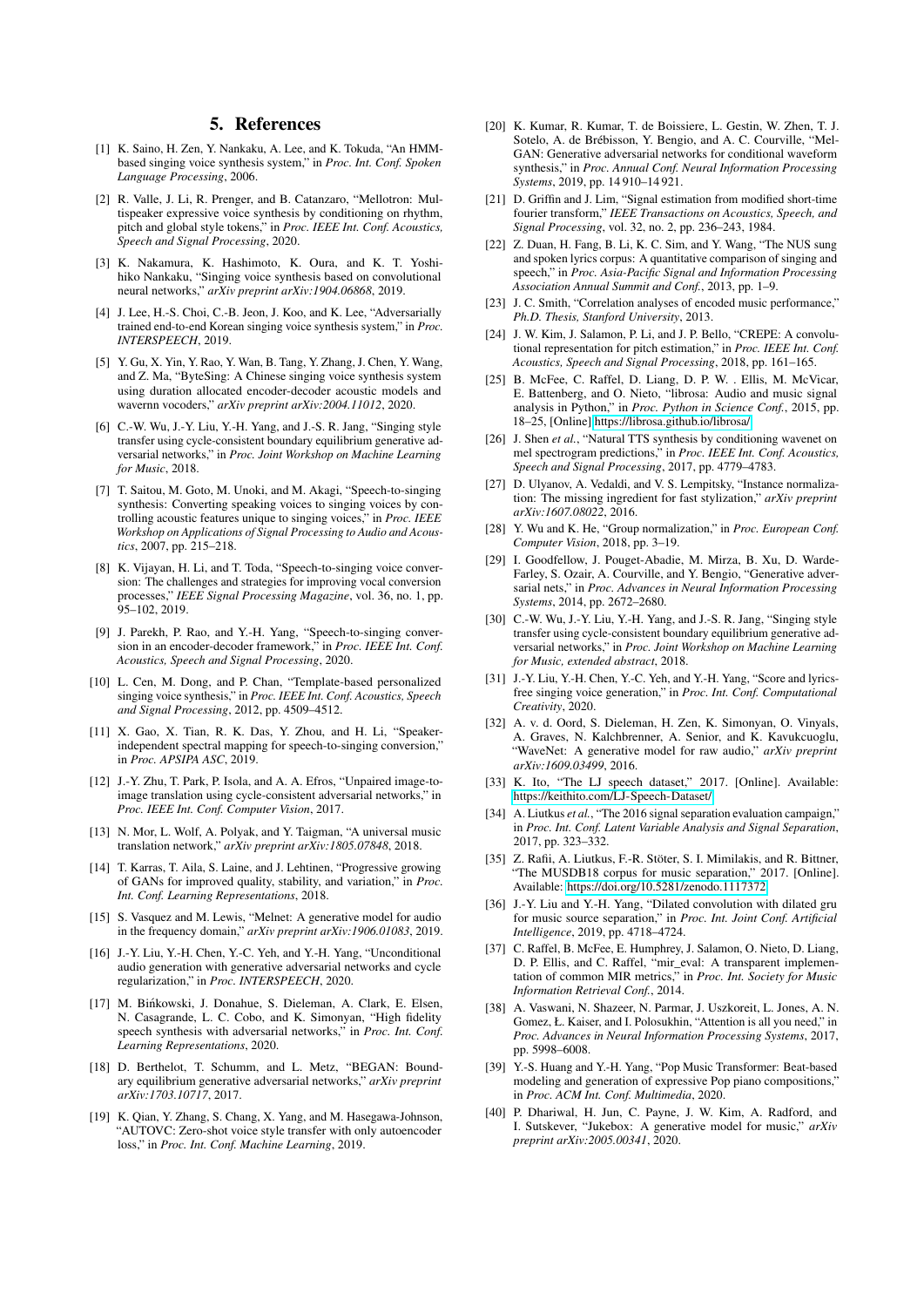## 5. References

[1] K. Saino, H. Zen, Y. Nankaku, A. Lee, and K. Tokuda, "An HMM-based singing voice synthesis system," in *Proc. Int. Conf. Spoken Language Processing*, 2006.

[2] R. Valle, J. Li, R. Prenger, and B. Catanzaro, "Mellotron: Multispeaker expressive voice synthesis by conditioning on rhythm, pitch and global style tokens," in *Proc. IEEE Int. Conf. Acoustics, Speech and Signal Processing*, 2020.

[3] K. Nakamura, K. Hashimoto, K. Oura, and K. T. Yoshihiko Nankaku, "Singing voice synthesis based on convolutional neural networks," *arXiv preprint arXiv:1904.06868*, 2019.

[4] J. Lee, H.-S. Choi, C.-B. Jeon, J. Koo, and K. Lee, "Adversarially trained end-to-end Korean singing voice synthesis system," in *Proc. INTERSPEECH*, 2019.

[5] Y. Gu, X. Yin, Y. Rao, Y. Wan, B. Tang, Y. Zhang, J. Chen, Y. Wang, and Z. Ma, "ByteSing: A Chinese singing voice synthesis system using duration allocated encoder-decoder acoustic models and wavernn vocoders," *arXiv preprint arXiv:2004.11012*, 2020.

[6] C.-W. Wu, J.-Y. Liu, Y.-H. Yang, and J.-S. R. Jang, "Singing style transfer using cycle-consistent boundary equilibrium generative adversarial networks," in *Proc. Joint Workshop on Machine Learning for Music*, 2018.

[7] T. Saitou, M. Goto, M. Unoki, and M. Akagi, "Speech-to-singing synthesis: Converting speaking voices to singing voices by controlling acoustic features unique to singing voices," in *Proc. IEEE Workshop on Applications of Signal Processing to Audio and Acoustics*, 2007, pp. 215–218.

[8] K. Vijayan, H. Li, and T. Toda, "Speech-to-singing voice conversion: The challenges and strategies for improving vocal conversion processes," *IEEE Signal Processing Magazine*, vol. 36, no. 1, pp. 95–102, 2019.

[9] J. Parekh, P. Rao, and Y.-H. Yang, "Speech-to-singing conversion in an encoder-decoder framework," in *Proc. IEEE Int. Conf. Acoustics, Speech and Signal Processing*, 2020.

[10] L. Cen, M. Dong, and P. Chan, "Template-based personalized singing voice synthesis," in *Proc. IEEE Int. Conf. Acoustics, Speech and Signal Processing*, 2012, pp. 4509–4512.

[11] X. Gao, X. Tian, R. K. Das, Y. Zhou, and H. Li, "Speaker-independent spectral mapping for speech-to-singing conversion," in *Proc. APSIPA ASC*, 2019.

[12] J.-Y. Zhu, T. Park, P. Isola, and A. A. Efros, "Unpaired image-to-image translation using cycle-consistent adversarial networks," in *Proc. IEEE Int. Conf. Computer Vision*, 2017.

[13] N. Mor, L. Wolf, A. Polyak, and Y. Taigman, "A universal music translation network," *arXiv preprint arXiv:1805.07848*, 2018.

[14] T. Karras, T. Aila, S. Laine, and J. Lehtinen, "Progressive growing of GANs for improved quality, stability, and variation," in *Proc. Int. Conf. Learning Representations*, 2018.

[15] S. Vasquez and M. Lewis, "Melnet: A generative model for audio in the frequency domain," *arXiv preprint arXiv:1906.01083*, 2019.

[16] J.-Y. Liu, Y.-H. Chen, Y.-C. Yeh, and Y.-H. Yang, "Unconditional audio generation with generative adversarial networks and cycle regularization," in *Proc. INTERSPEECH*, 2020.

[17] M. Bińkowski, J. Donahue, S. Dieleman, A. Clark, E. Elsen, N. Casagrande, L. C. Cobo, and K. Simonyan, "High fidelity speech synthesis with adversarial networks," in *Proc. Int. Conf. Learning Representations*, 2020.

[18] D. Berthelot, T. Schumm, and L. Metz, "BEGAN: Boundary equilibrium generative adversarial networks," *arXiv preprint arXiv:1703.10717*, 2017.

[19] K. Qian, Y. Zhang, S. Chang, X. Yang, and M. Hasegawa-Johnson, "AUTOVC: Zero-shot voice style transfer with only autoencoder loss," in *Proc. Int. Conf. Machine Learning*, 2019.

[20] K. Kumar, R. Kumar, T. de Boissiere, L. Gestin, W. Zhen, T. J. Sotelo, A. de Brébisson, Y. Bengio, and A. C. Courville, "Mel-GAN: Generative adversarial networks for conditional waveform synthesis," in *Proc. Annual Conf. Neural Information Processing Systems*, 2019, pp. 14 910–14 921.

[21] D. Griffin and J. Lim, "Signal estimation from modified short-time fourier transform," *IEEE Transactions on Acoustics, Speech, and Signal Processing*, vol. 32, no. 2, pp. 236–243, 1984.

[22] Z. Duan, H. Fang, B. Li, K. C. Sim, and Y. Wang, "The NUS sung and spoken lyrics corpus: A quantitative comparison of singing and speech," in *Proc. Asia-Pacific Signal and Information Processing Association Annual Summit and Conf.*, 2013, pp. 1–9.

[23] J. C. Smith, "Correlation analyses of encoded music performance," *Ph.D. Thesis, Stanford University*, 2013.

[24] J. W. Kim, J. Salamon, P. Li, and J. P. Bello, "CREPE: A convolutional representation for pitch estimation," in *Proc. IEEE Int. Conf. Acoustics, Speech and Signal Processing*, 2018, pp. 161–165.

[25] B. McFee, C. Raffel, D. Liang, D. P. W. . Ellis, M. McVicar, E. Battenberg, and O. Nieto, "librosa: Audio and music signal analysis in Python," in *Proc. Python in Science Conf.*, 2015, pp. 18–25, [Online] https://librosa.github.io/librosa/.

[26] J. Shen *et al.*, "Natural TTS synthesis by conditioning wavenet on mel spectrogram predictions," in *Proc. IEEE Int. Conf. Acoustics, Speech and Signal Processing*, 2017, pp. 4779–4783.

[27] D. Ulyanov, A. Vedaldi, and V. S. Lempitsky, "Instance normalization: The missing ingredient for fast stylization," *arXiv preprint arXiv:1607.08022*, 2016.

[28] Y. Wu and K. He, "Group normalization," in *Proc. European Conf. Computer Vision*, 2018, pp. 3–19.

[29] I. Goodfellow, J. Pouget-Abadie, M. Mirza, B. Xu, D. Warde-Farley, S. Ozair, A. Courville, and Y. Bengio, "Generative adversarial nets," in *Proc. Advances in Neural Information Processing Systems*, 2014, pp. 2672–2680.

[30] C.-W. Wu, J.-Y. Liu, Y.-H. Yang, and J.-S. R. Jang, "Singing style transfer using cycle-consistent boundary equilibrium generative adversarial networks," in *Proc. Joint Workshop on Machine Learning for Music, extended abstract*, 2018.

[31] J.-Y. Liu, Y.-H. Chen, Y.-C. Yeh, and Y.-H. Yang, "Score and lyrics-free singing voice generation," in *Proc. Int. Conf. Computational Creativity*, 2020.

[32] A. v. d. Oord, S. Dieleman, H. Zen, K. Simonyan, O. Vinyals, A. Graves, N. Kalchbrenner, A. Senior, and K. Kavukcuoglu, "WaveNet: A generative model for raw audio," *arXiv preprint arXiv:1609.03499*, 2016.

[33] K. Ito, "The LJ speech dataset," 2017. [Online]. Available: https://keithito.com/LJ-Speech-Dataset/

[34] A. Liutkus *et al.*, "The 2016 signal separation evaluation campaign," in *Proc. Int. Conf. Latent Variable Analysis and Signal Separation*, 2017, pp. 323–332.

[35] Z. Rafii, A. Liutkus, F.-R. Stöter, S. I. Mimilakis, and R. Bittner, "The MUSDB18 corpus for music separation," 2017. [Online]. Available: https://doi.org/10.5281/zenodo.1117372

[36] J.-Y. Liu and Y.-H. Yang, "Dilated convolution with dilated gru for music source separation," in *Proc. Int. Joint Conf. Artificial Intelligence*, 2019, pp. 4718–4724.

[37] C. Raffel, B. McFee, E. Humphrey, J. Salamon, O. Nieto, D. Liang, D. P. Ellis, and C. Raffel, "mir_eval: A transparent implementation of common MIR metrics," in *Proc. Int. Society for Music Information Retrieval Conf.*, 2014.

[38] A. Vaswani, N. Shazeer, N. Parmar, J. Uszkoreit, L. Jones, A. N. Gomez, Ł. Kaiser, and I. Polosukhin, "Attention is all you need," in *Proc. Advances in Neural Information Processing Systems*, 2017, pp. 5998–6008.

[39] Y.-S. Huang and Y.-H. Yang, "Pop Music Transformer: Beat-based modeling and generation of expressive Pop piano compositions," in *Proc. ACM Int. Conf. Multimedia*, 2020.

[40] P. Dhariwal, H. Jun, C. Payne, J. W. Kim, A. Radford, and I. Sutskever, "Jukebox: A generative model for music," *arXiv preprint arXiv:2005.00341*, 2020.